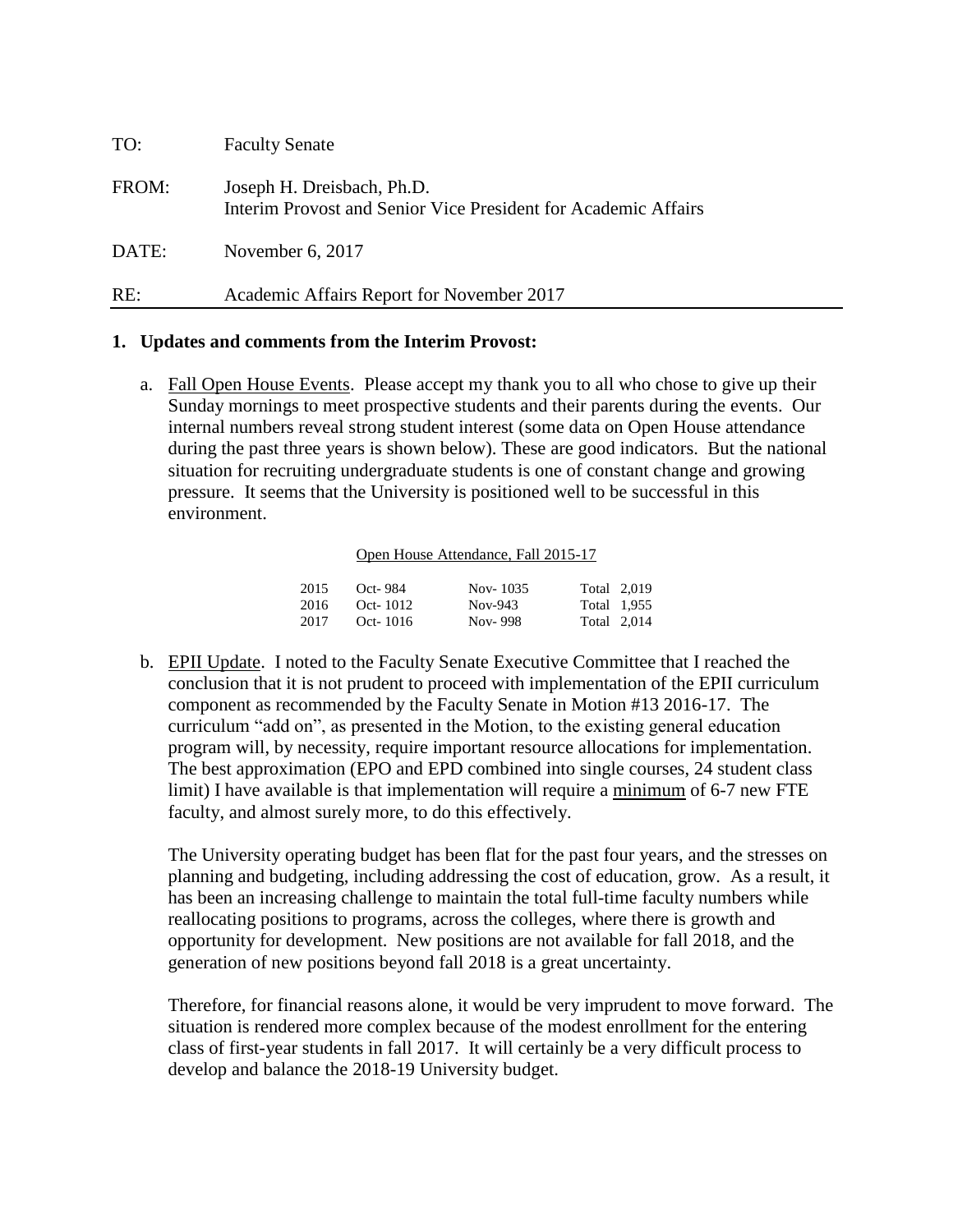| | |
|---|---|
| TO: | Faculty Senate |
| FROM: | Joseph H. Dreisbach, Ph.D.<br>Interim Provost and Senior Vice President for Academic Affairs |
| DATE: | November 6, 2017 |
| RE: | Academic Affairs Report for November 2017 |

**1. Updates and comments from the Interim Provost:**

a. Fall Open House Events. Please accept my thank you to all who chose to give up their Sunday mornings to meet prospective students and their parents during the events. Our internal numbers reveal strong student interest (some data on Open House attendance during the past three years is shown below). These are good indicators. But the national situation for recruiting undergraduate students is one of constant change and growing pressure. It seems that the University is positioned well to be successful in this environment.

Open House Attendance, Fall 2015-17

| | | | |
|---|---|---|---|
| 2015 | Oct- 984 | Nov- 1035 | Total 2,019 |
| 2016 | Oct- 1012 | Nov-943 | Total 1,955 |
| 2017 | Oct- 1016 | Nov- 998 | Total 2,014 |

b. EPII Update. I noted to the Faculty Senate Executive Committee that I reached the conclusion that it is not prudent to proceed with implementation of the EPII curriculum component as recommended by the Faculty Senate in Motion #13 2016-17. The curriculum "add on", as presented in the Motion, to the existing general education program will, by necessity, require important resource allocations for implementation. The best approximation (EPO and EPD combined into single courses, 24 student class limit) I have available is that implementation will require a minimum of 6-7 new FTE faculty, and almost surely more, to do this effectively.

The University operating budget has been flat for the past four years, and the stresses on planning and budgeting, including addressing the cost of education, grow. As a result, it has been an increasing challenge to maintain the total full-time faculty numbers while reallocating positions to programs, across the colleges, where there is growth and opportunity for development. New positions are not available for fall 2018, and the generation of new positions beyond fall 2018 is a great uncertainty.

Therefore, for financial reasons alone, it would be very imprudent to move forward. The situation is rendered more complex because of the modest enrollment for the entering class of first-year students in fall 2017. It will certainly be a very difficult process to develop and balance the 2018-19 University budget.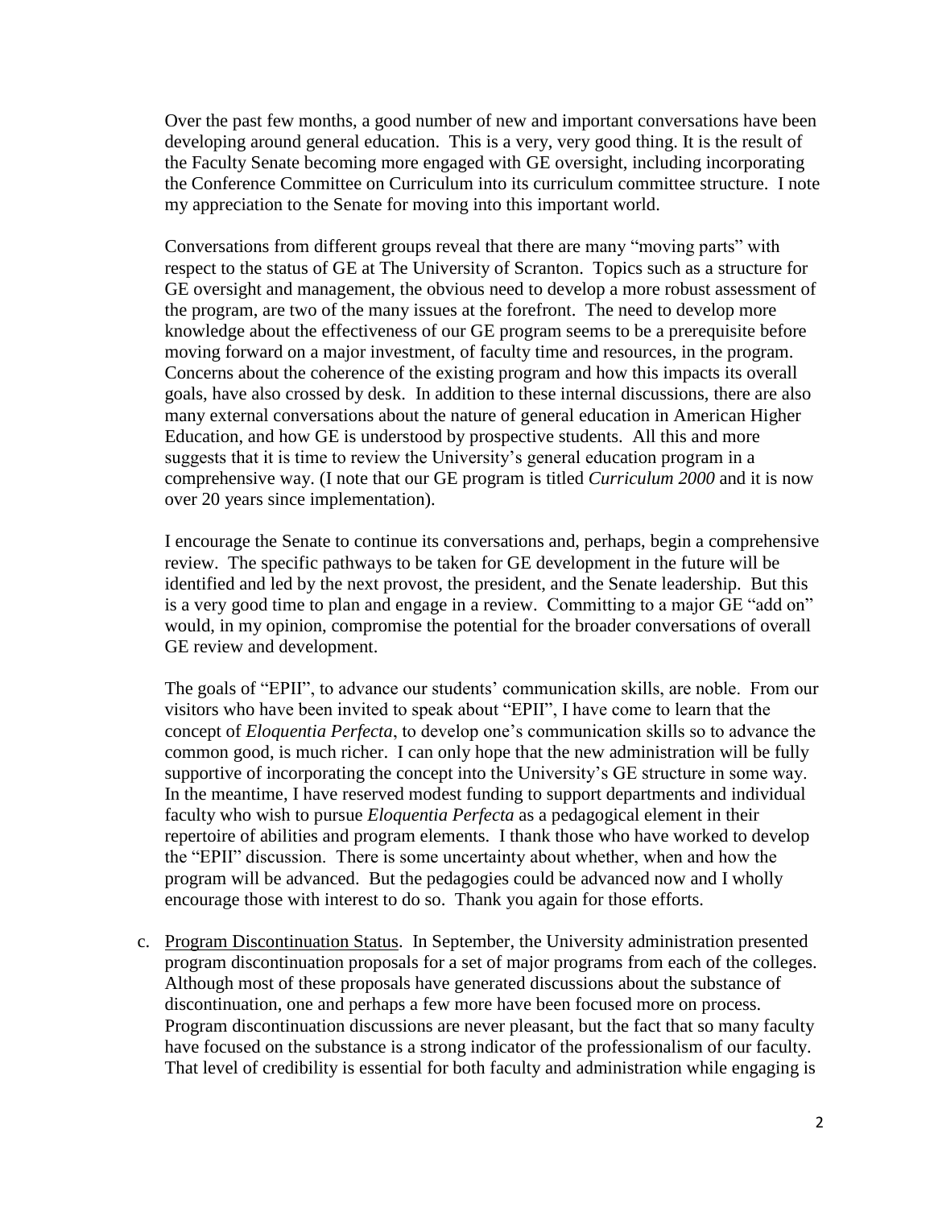Over the past few months, a good number of new and important conversations have been developing around general education. This is a very, very good thing. It is the result of the Faculty Senate becoming more engaged with GE oversight, including incorporating the Conference Committee on Curriculum into its curriculum committee structure. I note my appreciation to the Senate for moving into this important world.

Conversations from different groups reveal that there are many "moving parts" with respect to the status of GE at The University of Scranton. Topics such as a structure for GE oversight and management, the obvious need to develop a more robust assessment of the program, are two of the many issues at the forefront. The need to develop more knowledge about the effectiveness of our GE program seems to be a prerequisite before moving forward on a major investment, of faculty time and resources, in the program. Concerns about the coherence of the existing program and how this impacts its overall goals, have also crossed by desk. In addition to these internal discussions, there are also many external conversations about the nature of general education in American Higher Education, and how GE is understood by prospective students. All this and more suggests that it is time to review the University's general education program in a comprehensive way. (I note that our GE program is titled *Curriculum 2000* and it is now over 20 years since implementation).

I encourage the Senate to continue its conversations and, perhaps, begin a comprehensive review. The specific pathways to be taken for GE development in the future will be identified and led by the next provost, the president, and the Senate leadership. But this is a very good time to plan and engage in a review. Committing to a major GE "add on" would, in my opinion, compromise the potential for the broader conversations of overall GE review and development.

The goals of "EPII", to advance our students' communication skills, are noble. From our visitors who have been invited to speak about "EPII", I have come to learn that the concept of *Eloquentia Perfecta*, to develop one's communication skills so to advance the common good, is much richer. I can only hope that the new administration will be fully supportive of incorporating the concept into the University's GE structure in some way. In the meantime, I have reserved modest funding to support departments and individual faculty who wish to pursue *Eloquentia Perfecta* as a pedagogical element in their repertoire of abilities and program elements. I thank those who have worked to develop the "EPII" discussion. There is some uncertainty about whether, when and how the program will be advanced. But the pedagogies could be advanced now and I wholly encourage those with interest to do so. Thank you again for those efforts.

c. <u>Program Discontinuation Status</u>. In September, the University administration presented program discontinuation proposals for a set of major programs from each of the colleges. Although most of these proposals have generated discussions about the substance of discontinuation, one and perhaps a few more have been focused more on process. Program discontinuation discussions are never pleasant, but the fact that so many faculty have focused on the substance is a strong indicator of the professionalism of our faculty. That level of credibility is essential for both faculty and administration while engaging is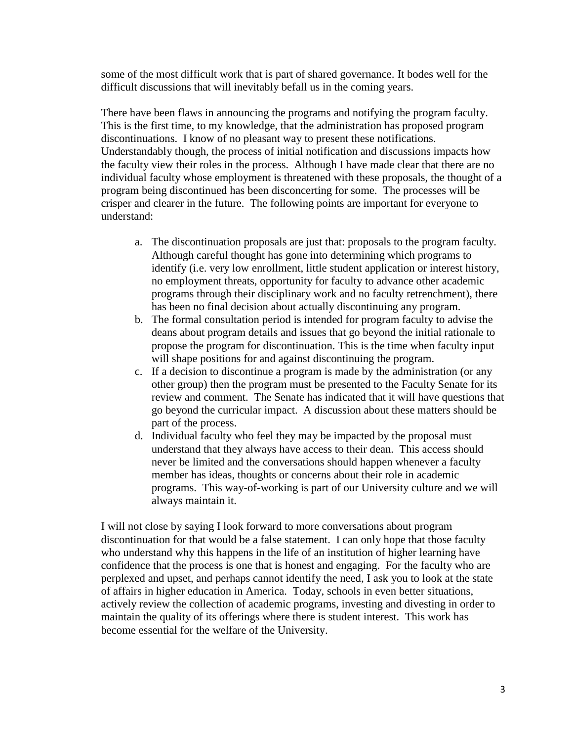some of the most difficult work that is part of shared governance. It bodes well for the difficult discussions that will inevitably befall us in the coming years.

There have been flaws in announcing the programs and notifying the program faculty. This is the first time, to my knowledge, that the administration has proposed program discontinuations. I know of no pleasant way to present these notifications. Understandably though, the process of initial notification and discussions impacts how the faculty view their roles in the process. Although I have made clear that there are no individual faculty whose employment is threatened with these proposals, the thought of a program being discontinued has been disconcerting for some. The processes will be crisper and clearer in the future. The following points are important for everyone to understand:

a. The discontinuation proposals are just that: proposals to the program faculty. Although careful thought has gone into determining which programs to identify (i.e. very low enrollment, little student application or interest history, no employment threats, opportunity for faculty to advance other academic programs through their disciplinary work and no faculty retrenchment), there has been no final decision about actually discontinuing any program.
b. The formal consultation period is intended for program faculty to advise the deans about program details and issues that go beyond the initial rationale to propose the program for discontinuation. This is the time when faculty input will shape positions for and against discontinuing the program.
c. If a decision to discontinue a program is made by the administration (or any other group) then the program must be presented to the Faculty Senate for its review and comment. The Senate has indicated that it will have questions that go beyond the curricular impact. A discussion about these matters should be part of the process.
d. Individual faculty who feel they may be impacted by the proposal must understand that they always have access to their dean. This access should never be limited and the conversations should happen whenever a faculty member has ideas, thoughts or concerns about their role in academic programs. This way-of-working is part of our University culture and we will always maintain it.

I will not close by saying I look forward to more conversations about program discontinuation for that would be a false statement. I can only hope that those faculty who understand why this happens in the life of an institution of higher learning have confidence that the process is one that is honest and engaging. For the faculty who are perplexed and upset, and perhaps cannot identify the need, I ask you to look at the state of affairs in higher education in America. Today, schools in even better situations, actively review the collection of academic programs, investing and divesting in order to maintain the quality of its offerings where there is student interest. This work has become essential for the welfare of the University.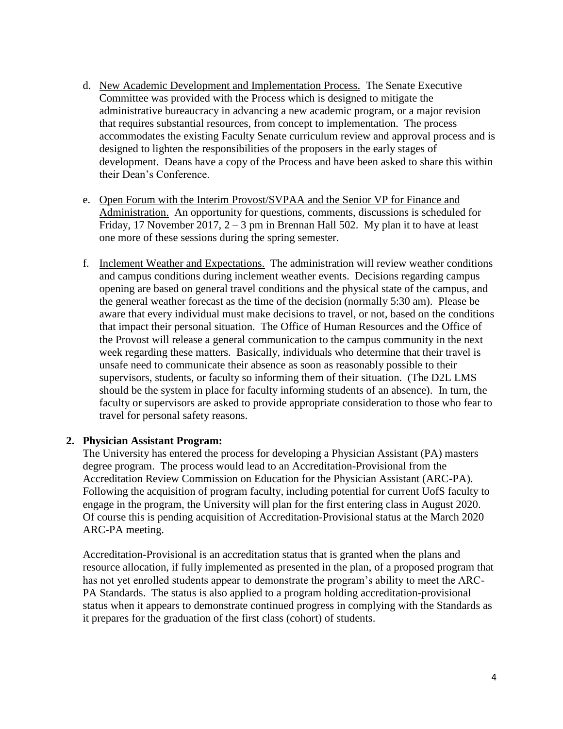d. <u>New Academic Development and Implementation Process.</u> The Senate Executive Committee was provided with the Process which is designed to mitigate the administrative bureaucracy in advancing a new academic program, or a major revision that requires substantial resources, from concept to implementation. The process accommodates the existing Faculty Senate curriculum review and approval process and is designed to lighten the responsibilities of the proposers in the early stages of development. Deans have a copy of the Process and have been asked to share this within their Dean's Conference.

e. <u>Open Forum with the Interim Provost/SVPAA and the Senior VP for Finance and Administration.</u> An opportunity for questions, comments, discussions is scheduled for Friday, 17 November 2017, 2 – 3 pm in Brennan Hall 502. My plan it to have at least one more of these sessions during the spring semester.

f. <u>Inclement Weather and Expectations.</u> The administration will review weather conditions and campus conditions during inclement weather events. Decisions regarding campus opening are based on general travel conditions and the physical state of the campus, and the general weather forecast as the time of the decision (normally 5:30 am). Please be aware that every individual must make decisions to travel, or not, based on the conditions that impact their personal situation. The Office of Human Resources and the Office of the Provost will release a general communication to the campus community in the next week regarding these matters. Basically, individuals who determine that their travel is unsafe need to communicate their absence as soon as reasonably possible to their supervisors, students, or faculty so informing them of their situation. (The D2L LMS should be the system in place for faculty informing students of an absence). In turn, the faculty or supervisors are asked to provide appropriate consideration to those who fear to travel for personal safety reasons.

**2. Physician Assistant Program:**

The University has entered the process for developing a Physician Assistant (PA) masters degree program. The process would lead to an Accreditation-Provisional from the Accreditation Review Commission on Education for the Physician Assistant (ARC-PA). Following the acquisition of program faculty, including potential for current UofS faculty to engage in the program, the University will plan for the first entering class in August 2020. Of course this is pending acquisition of Accreditation-Provisional status at the March 2020 ARC-PA meeting.

Accreditation-Provisional is an accreditation status that is granted when the plans and resource allocation, if fully implemented as presented in the plan, of a proposed program that has not yet enrolled students appear to demonstrate the program's ability to meet the ARC-PA Standards. The status is also applied to a program holding accreditation-provisional status when it appears to demonstrate continued progress in complying with the Standards as it prepares for the graduation of the first class (cohort) of students.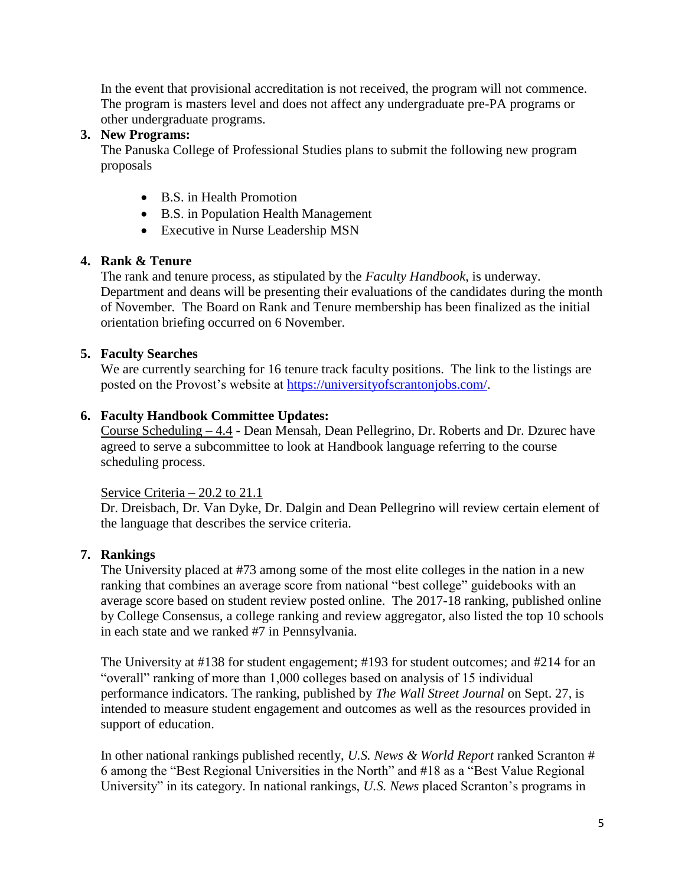In the event that provisional accreditation is not received, the program will not commence. The program is masters level and does not affect any undergraduate pre-PA programs or other undergraduate programs.

3. **New Programs:**

   The Panuska College of Professional Studies plans to submit the following new program proposals

   - B.S. in Health Promotion
   - B.S. in Population Health Management
   - Executive in Nurse Leadership MSN

4. **Rank & Tenure**

   The rank and tenure process, as stipulated by the *Faculty Handbook*, is underway. Department and deans will be presenting their evaluations of the candidates during the month of November. The Board on Rank and Tenure membership has been finalized as the initial orientation briefing occurred on 6 November.

5. **Faculty Searches**

   We are currently searching for 16 tenure track faculty positions. The link to the listings are posted on the Provost's website at https://universityofscrantonjobs.com/.

6. **Faculty Handbook Committee Updates:**

   Course Scheduling – 4.4 - Dean Mensah, Dean Pellegrino, Dr. Roberts and Dr. Dzurec have agreed to serve a subcommittee to look at Handbook language referring to the course scheduling process.

   Service Criteria – 20.2 to 21.1

   Dr. Dreisbach, Dr. Van Dyke, Dr. Dalgin and Dean Pellegrino will review certain element of the language that describes the service criteria.

7. **Rankings**

   The University placed at #73 among some of the most elite colleges in the nation in a new ranking that combines an average score from national "best college" guidebooks with an average score based on student review posted online. The 2017-18 ranking, published online by College Consensus, a college ranking and review aggregator, also listed the top 10 schools in each state and we ranked #7 in Pennsylvania.

   The University at #138 for student engagement; #193 for student outcomes; and #214 for an "overall" ranking of more than 1,000 colleges based on analysis of 15 individual performance indicators. The ranking, published by *The Wall Street Journal* on Sept. 27, is intended to measure student engagement and outcomes as well as the resources provided in support of education.

   In other national rankings published recently, *U.S. News & World Report* ranked Scranton # 6 among the "Best Regional Universities in the North" and #18 as a "Best Value Regional University" in its category. In national rankings, *U.S. News* placed Scranton's programs in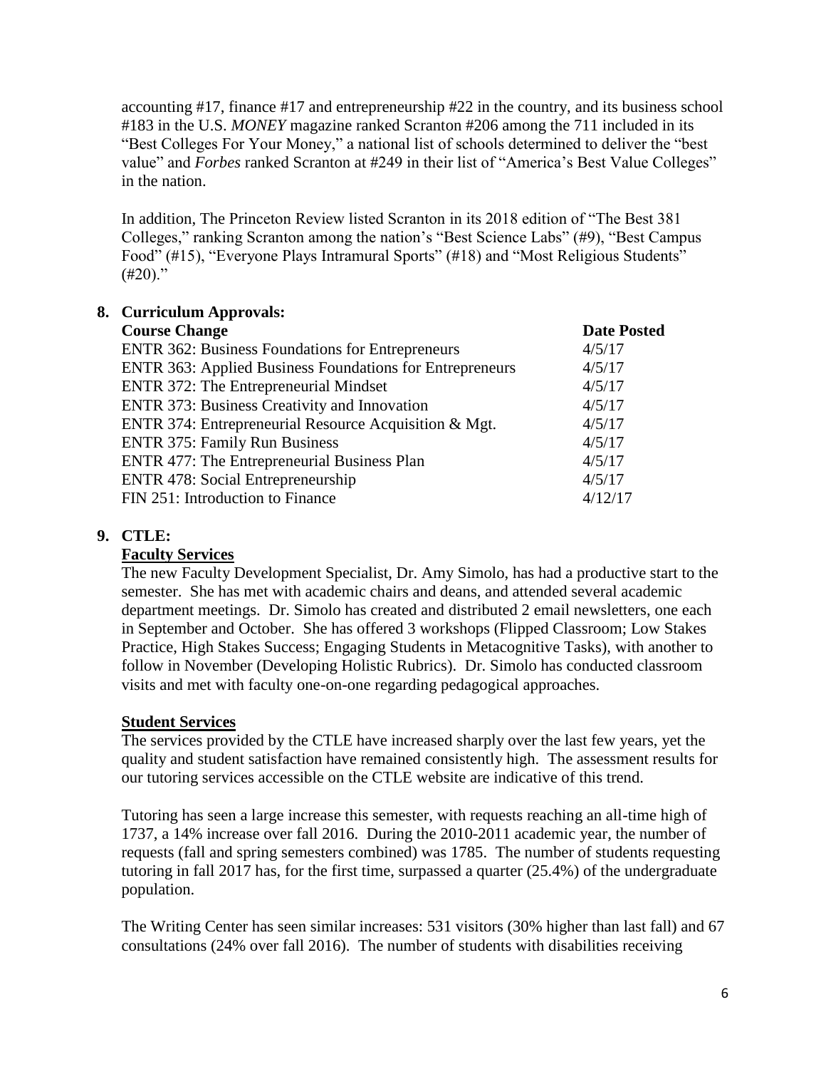accounting #17, finance #17 and entrepreneurship #22 in the country, and its business school #183 in the U.S. *MONEY* magazine ranked Scranton #206 among the 711 included in its "Best Colleges For Your Money," a national list of schools determined to deliver the "best value" and *Forbes* ranked Scranton at #249 in their list of "America's Best Value Colleges" in the nation.

In addition, The Princeton Review listed Scranton in its 2018 edition of "The Best 381 Colleges," ranking Scranton among the nation's "Best Science Labs" (#9), "Best Campus Food" (#15), "Everyone Plays Intramural Sports" (#18) and "Most Religious Students" (#20)."

**8. Curriculum Approvals:**

| Course Change | Date Posted |
|---|---|
| ENTR 362: Business Foundations for Entrepreneurs | 4/5/17 |
| ENTR 363: Applied Business Foundations for Entrepreneurs | 4/5/17 |
| ENTR 372: The Entrepreneurial Mindset | 4/5/17 |
| ENTR 373: Business Creativity and Innovation | 4/5/17 |
| ENTR 374: Entrepreneurial Resource Acquisition & Mgt. | 4/5/17 |
| ENTR 375: Family Run Business | 4/5/17 |
| ENTR 477: The Entrepreneurial Business Plan | 4/5/17 |
| ENTR 478: Social Entrepreneurship | 4/5/17 |
| FIN 251: Introduction to Finance | 4/12/17 |

**9. CTLE:**

**Faculty Services**

The new Faculty Development Specialist, Dr. Amy Simolo, has had a productive start to the semester. She has met with academic chairs and deans, and attended several academic department meetings. Dr. Simolo has created and distributed 2 email newsletters, one each in September and October. She has offered 3 workshops (Flipped Classroom; Low Stakes Practice, High Stakes Success; Engaging Students in Metacognitive Tasks), with another to follow in November (Developing Holistic Rubrics). Dr. Simolo has conducted classroom visits and met with faculty one-on-one regarding pedagogical approaches.

**Student Services**

The services provided by the CTLE have increased sharply over the last few years, yet the quality and student satisfaction have remained consistently high. The assessment results for our tutoring services accessible on the CTLE website are indicative of this trend.

Tutoring has seen a large increase this semester, with requests reaching an all-time high of 1737, a 14% increase over fall 2016. During the 2010-2011 academic year, the number of requests (fall and spring semesters combined) was 1785. The number of students requesting tutoring in fall 2017 has, for the first time, surpassed a quarter (25.4%) of the undergraduate population.

The Writing Center has seen similar increases: 531 visitors (30% higher than last fall) and 67 consultations (24% over fall 2016). The number of students with disabilities receiving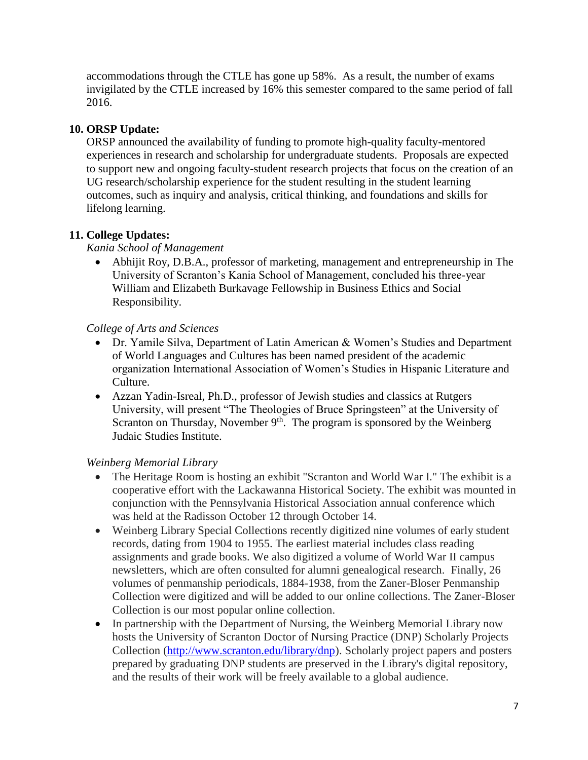accommodations through the CTLE has gone up 58%. As a result, the number of exams invigilated by the CTLE increased by 16% this semester compared to the same period of fall 2016.

**10. ORSP Update:**

ORSP announced the availability of funding to promote high-quality faculty-mentored experiences in research and scholarship for undergraduate students. Proposals are expected to support new and ongoing faculty-student research projects that focus on the creation of an UG research/scholarship experience for the student resulting in the student learning outcomes, such as inquiry and analysis, critical thinking, and foundations and skills for lifelong learning.

**11. College Updates:**

*Kania School of Management*

- Abhijit Roy, D.B.A., professor of marketing, management and entrepreneurship in The University of Scranton's Kania School of Management, concluded his three-year William and Elizabeth Burkavage Fellowship in Business Ethics and Social Responsibility.

*College of Arts and Sciences*

- Dr. Yamile Silva, Department of Latin American & Women's Studies and Department of World Languages and Cultures has been named president of the academic organization International Association of Women's Studies in Hispanic Literature and Culture.
- Azzan Yadin-Isreal, Ph.D., professor of Jewish studies and classics at Rutgers University, will present "The Theologies of Bruce Springsteen" at the University of Scranton on Thursday, November 9th. The program is sponsored by the Weinberg Judaic Studies Institute.

*Weinberg Memorial Library*

- The Heritage Room is hosting an exhibit "Scranton and World War I." The exhibit is a cooperative effort with the Lackawanna Historical Society. The exhibit was mounted in conjunction with the Pennsylvania Historical Association annual conference which was held at the Radisson October 12 through October 14.
- Weinberg Library Special Collections recently digitized nine volumes of early student records, dating from 1904 to 1955. The earliest material includes class reading assignments and grade books. We also digitized a volume of World War II campus newsletters, which are often consulted for alumni genealogical research. Finally, 26 volumes of penmanship periodicals, 1884-1938, from the Zaner-Bloser Penmanship Collection were digitized and will be added to our online collections. The Zaner-Bloser Collection is our most popular online collection.
- In partnership with the Department of Nursing, the Weinberg Memorial Library now hosts the University of Scranton Doctor of Nursing Practice (DNP) Scholarly Projects Collection (http://www.scranton.edu/library/dnp). Scholarly project papers and posters prepared by graduating DNP students are preserved in the Library's digital repository, and the results of their work will be freely available to a global audience.